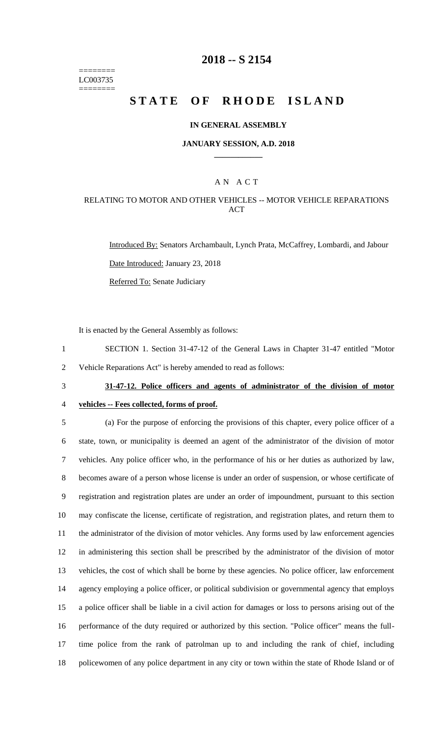# 2018 -- S 2154

========
LC003735
========

# STATE OF RHODE ISLAND

## IN GENERAL ASSEMBLY

### JANUARY SESSION, A.D. 2018

---

A N A C T

RELATING TO MOTOR AND OTHER VEHICLES -- MOTOR VEHICLE REPARATIONS ACT

Introduced By: Senators Archambault, Lynch Prata, McCaffrey, Lombardi, and Jabour

Date Introduced: January 23, 2018

Referred To: Senate Judiciary

It is enacted by the General Assembly as follows:

1 SECTION 1. Section 31-47-12 of the General Laws in Chapter 31-47 entitled "Motor
2 Vehicle Reparations Act" is hereby amended to read as follows:

3 **31-47-12. Police officers and agents of administrator of the division of motor**
4 **vehicles -- Fees collected, forms of proof.**

5 (a) For the purpose of enforcing the provisions of this chapter, every police officer of a
6 state, town, or municipality is deemed an agent of the administrator of the division of motor
7 vehicles. Any police officer who, in the performance of his or her duties as authorized by law,
8 becomes aware of a person whose license is under an order of suspension, or whose certificate of
9 registration and registration plates are under an order of impoundment, pursuant to this section
10 may confiscate the license, certificate of registration, and registration plates, and return them to
11 the administrator of the division of motor vehicles. Any forms used by law enforcement agencies
12 in administering this section shall be prescribed by the administrator of the division of motor
13 vehicles, the cost of which shall be borne by these agencies. No police officer, law enforcement
14 agency employing a police officer, or political subdivision or governmental agency that employs
15 a police officer shall be liable in a civil action for damages or loss to persons arising out of the
16 performance of the duty required or authorized by this section. "Police officer" means the full-
17 time police from the rank of patrolman up to and including the rank of chief, including
18 policewomen of any police department in any city or town within the state of Rhode Island or of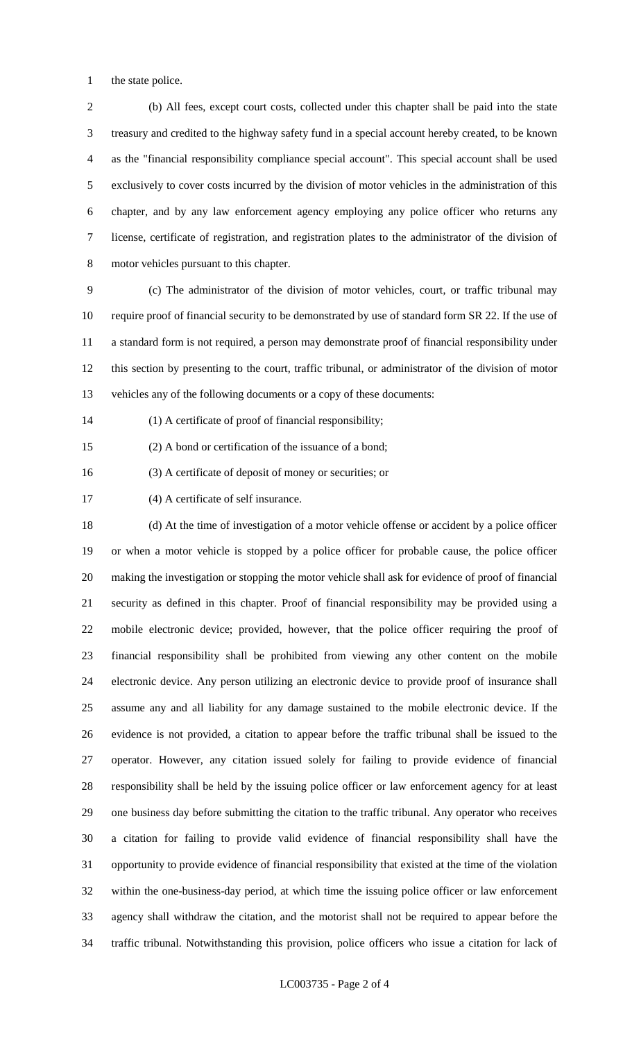the state police.

(b) All fees, except court costs, collected under this chapter shall be paid into the state treasury and credited to the highway safety fund in a special account hereby created, to be known as the "financial responsibility compliance special account". This special account shall be used exclusively to cover costs incurred by the division of motor vehicles in the administration of this chapter, and by any law enforcement agency employing any police officer who returns any license, certificate of registration, and registration plates to the administrator of the division of motor vehicles pursuant to this chapter.

(c) The administrator of the division of motor vehicles, court, or traffic tribunal may require proof of financial security to be demonstrated by use of standard form SR 22. If the use of a standard form is not required, a person may demonstrate proof of financial responsibility under this section by presenting to the court, traffic tribunal, or administrator of the division of motor vehicles any of the following documents or a copy of these documents:

(1) A certificate of proof of financial responsibility;

(2) A bond or certification of the issuance of a bond;

(3) A certificate of deposit of money or securities; or

(4) A certificate of self insurance.

(d) At the time of investigation of a motor vehicle offense or accident by a police officer or when a motor vehicle is stopped by a police officer for probable cause, the police officer making the investigation or stopping the motor vehicle shall ask for evidence of proof of financial security as defined in this chapter. Proof of financial responsibility may be provided using a mobile electronic device; provided, however, that the police officer requiring the proof of financial responsibility shall be prohibited from viewing any other content on the mobile electronic device. Any person utilizing an electronic device to provide proof of insurance shall assume any and all liability for any damage sustained to the mobile electronic device. If the evidence is not provided, a citation to appear before the traffic tribunal shall be issued to the operator. However, any citation issued solely for failing to provide evidence of financial responsibility shall be held by the issuing police officer or law enforcement agency for at least one business day before submitting the citation to the traffic tribunal. Any operator who receives a citation for failing to provide valid evidence of financial responsibility shall have the opportunity to provide evidence of financial responsibility that existed at the time of the violation within the one-business-day period, at which time the issuing police officer or law enforcement agency shall withdraw the citation, and the motorist shall not be required to appear before the traffic tribunal. Notwithstanding this provision, police officers who issue a citation for lack of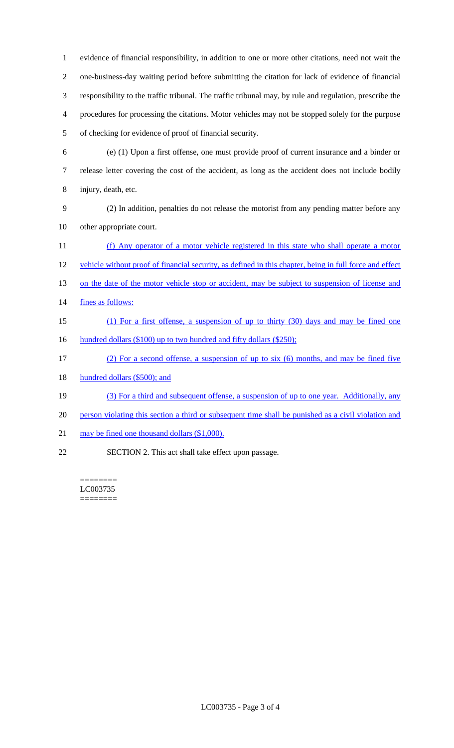evidence of financial responsibility, in addition to one or more other citations, need not wait the one-business-day waiting period before submitting the citation for lack of evidence of financial responsibility to the traffic tribunal. The traffic tribunal may, by rule and regulation, prescribe the procedures for processing the citations. Motor vehicles may not be stopped solely for the purpose of checking for evidence of proof of financial security.

(e) (1) Upon a first offense, one must provide proof of current insurance and a binder or release letter covering the cost of the accident, as long as the accident does not include bodily injury, death, etc.

(2) In addition, penalties do not release the motorist from any pending matter before any other appropriate court.

<u>(f) Any operator of a motor vehicle registered in this state who shall operate a motor vehicle without proof of financial security, as defined in this chapter, being in full force and effect on the date of the motor vehicle stop or accident, may be subject to suspension of license and fines as follows:</u>

<u>(1) For a first offense, a suspension of up to thirty (30) days and may be fined one hundred dollars ($100) up to two hundred and fifty dollars ($250);</u>

<u>(2) For a second offense, a suspension of up to six (6) months, and may be fined five hundred dollars ($500); and</u>

<u>(3) For a third and subsequent offense, a suspension of up to one year. Additionally, any person violating this section a third or subsequent time shall be punished as a civil violation and may be fined one thousand dollars ($1,000).</u>

SECTION 2. This act shall take effect upon passage.

========
LC003735
========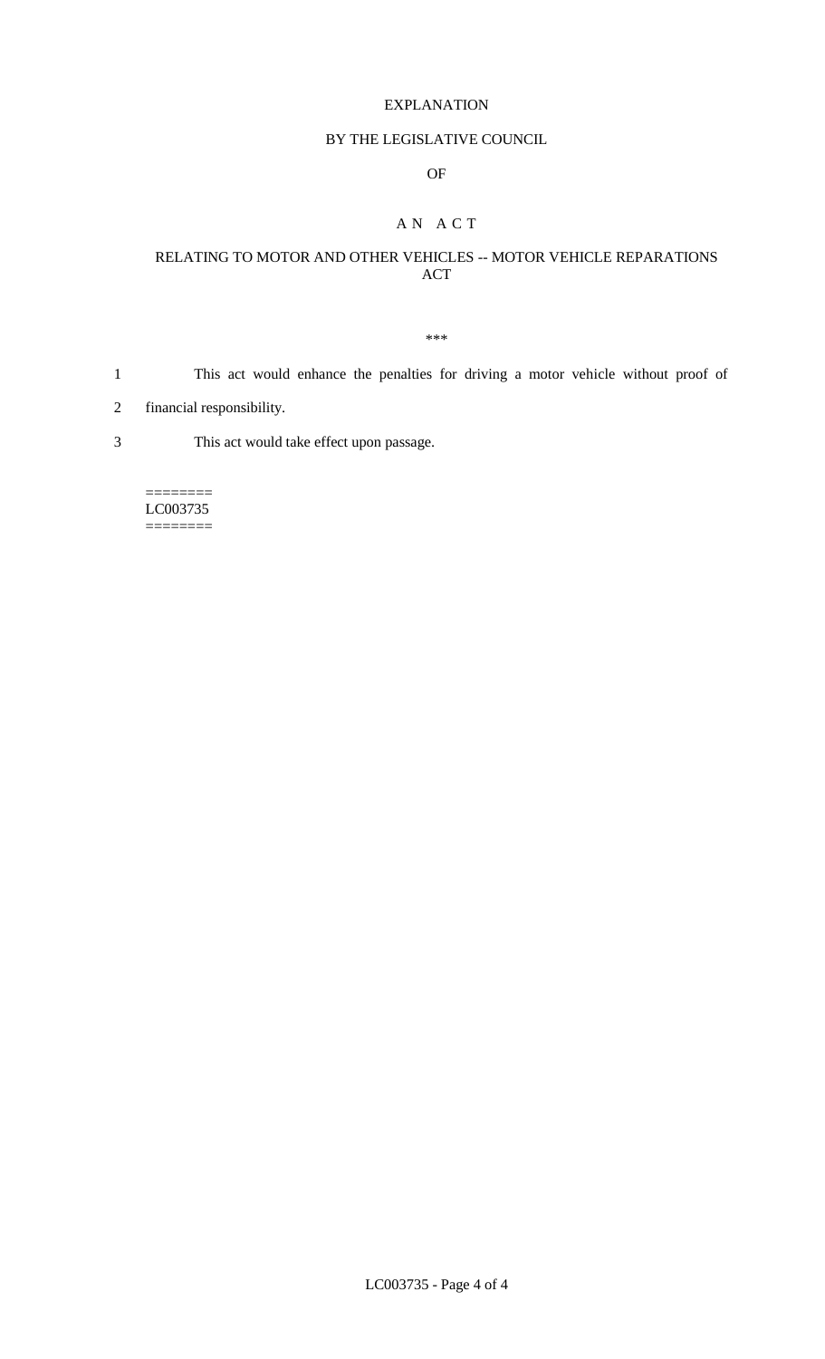EXPLANATION

BY THE LEGISLATIVE COUNCIL

OF

# A N A C T

RELATING TO MOTOR AND OTHER VEHICLES -- MOTOR VEHICLE REPARATIONS ACT

\*\*\*

1 This act would enhance the penalties for driving a motor vehicle without proof of
2 financial responsibility.
3 This act would take effect upon passage.

========
LC003735
========